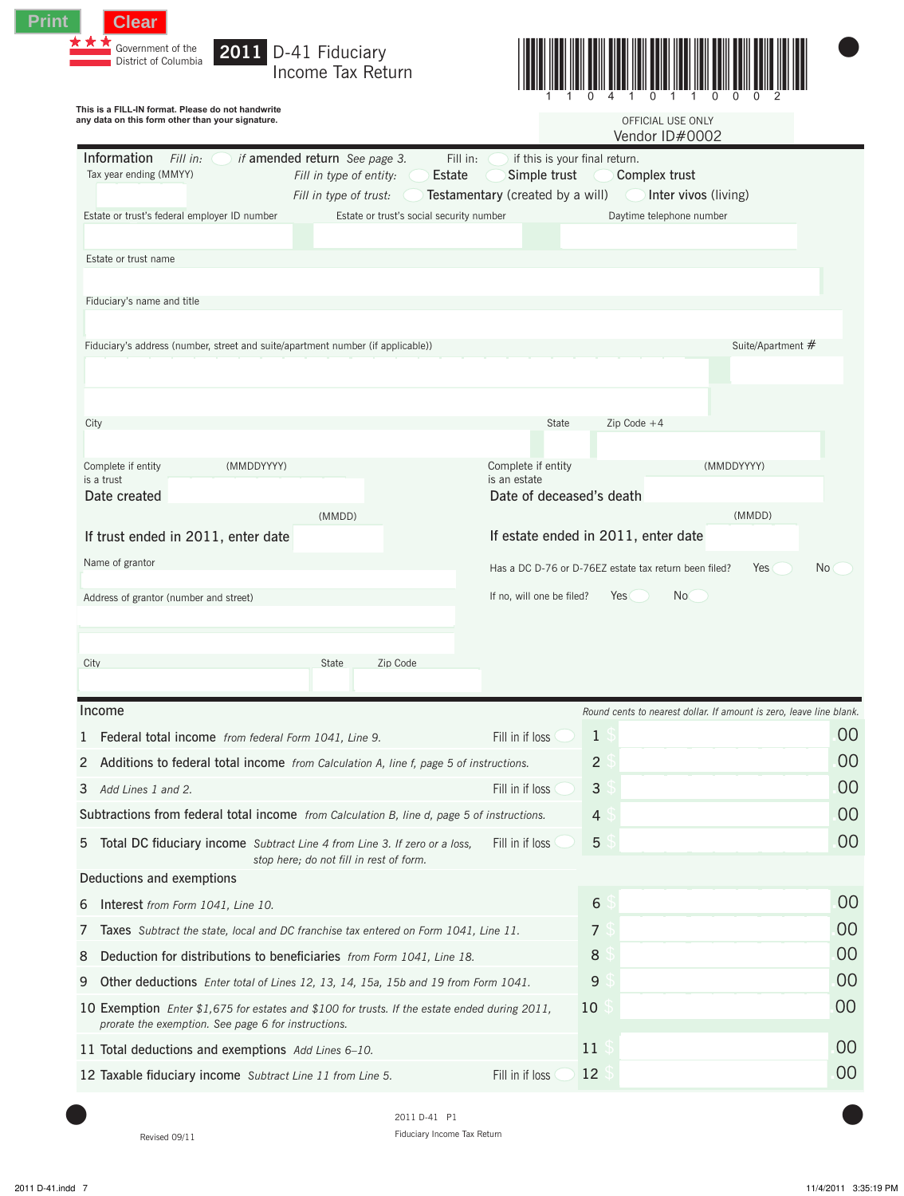Print Clear

Government of the District of Columbia

# 2011 D-41 Fiduciary Income Tax Return

1 1 0 4 1 0 1 1 0 0 0 2

**This is a FILL-IN format. Please do not handwrite any data on this form other than your signature.**

OFFICIAL USE ONLY
Vendor ID#0002

## Information

*Fill in:* ◯ *if* amended return *See page 3.* Fill in: ◯ if this is your final return.

Tax year ending (MMYY)

*Fill in type of entity:* ◯ Estate ◯ Simple trust ◯ Complex trust

*Fill in type of trust:* ◯ Testamentary (created by a will) ◯ Inter vivos (living)

Estate or trust's federal employer ID number | Estate or trust's social security number | Daytime telephone number

Estate or trust name

Fiduciary's name and title

Fiduciary's address (number, street and suite/apartment number (if applicable)) | Suite/Apartment #

City | State | Zip Code +4

Complete if entity is a trust — **Date created** (MMDDYYYY)

Complete if entity is an estate — **Date of deceased's death** (MMDDYYYY)

**If trust ended in 2011, enter date** (MMDD)

**If estate ended in 2011, enter date** (MMDD)

Name of grantor

Has a DC D-76 or D-76EZ estate tax return been filed? Yes ◯ No ◯

Address of grantor (number and street)

If no, will one be filed? Yes ◯ No ◯

City | State | Zip Code

## Income

*Round cents to nearest dollar. If amount is zero, leave line blank.*

| Line | Description | | | Amount |
|---|---|---|---|---|
| 1 | **Federal total income** *from federal Form 1041, Line 9.* | Fill in if loss ◯ | 1 | $ .00 |
| 2 | **Additions to federal total income** *from Calculation A, line f, page 5 of instructions.* | | 2 | $ .00 |
| 3 | *Add Lines 1 and 2.* | Fill in if loss ◯ | 3 | $ .00 |
| 4 | **Subtractions from federal total income** *from Calculation B, line d, page 5 of instructions.* | | 4 | $ .00 |
| 5 | **Total DC fiduciary income** *Subtract Line 4 from Line 3. If zero or a loss, stop here; do not fill in rest of form.* | Fill in if loss ◯ | 5 | $ .00 |

## Deductions and exemptions

| Line | Description | | | Amount |
|---|---|---|---|---|
| 6 | **Interest** *from Form 1041, Line 10.* | | 6 | $ .00 |
| 7 | **Taxes** *Subtract the state, local and DC franchise tax entered on Form 1041, Line 11.* | | 7 | $ .00 |
| 8 | **Deduction for distributions to beneficiaries** *from Form 1041, Line 18.* | | 8 | $ .00 |
| 9 | **Other deductions** *Enter total of Lines 12, 13, 14, 15a, 15b and 19 from Form 1041.* | | 9 | $ .00 |
| 10 | **Exemption** *Enter $1,675 for estates and $100 for trusts. If the estate ended during 2011, prorate the exemption. See page 6 for instructions.* | | 10 | $ .00 |
| 11 | **Total deductions and exemptions** *Add Lines 6–10.* | | 11 | $ .00 |
| 12 | **Taxable fiduciary income** *Subtract Line 11 from Line 5.* | Fill in if loss ◯ | 12 | $ .00 |

Revised 09/11

2011 D-41 P1
Fiduciary Income Tax Return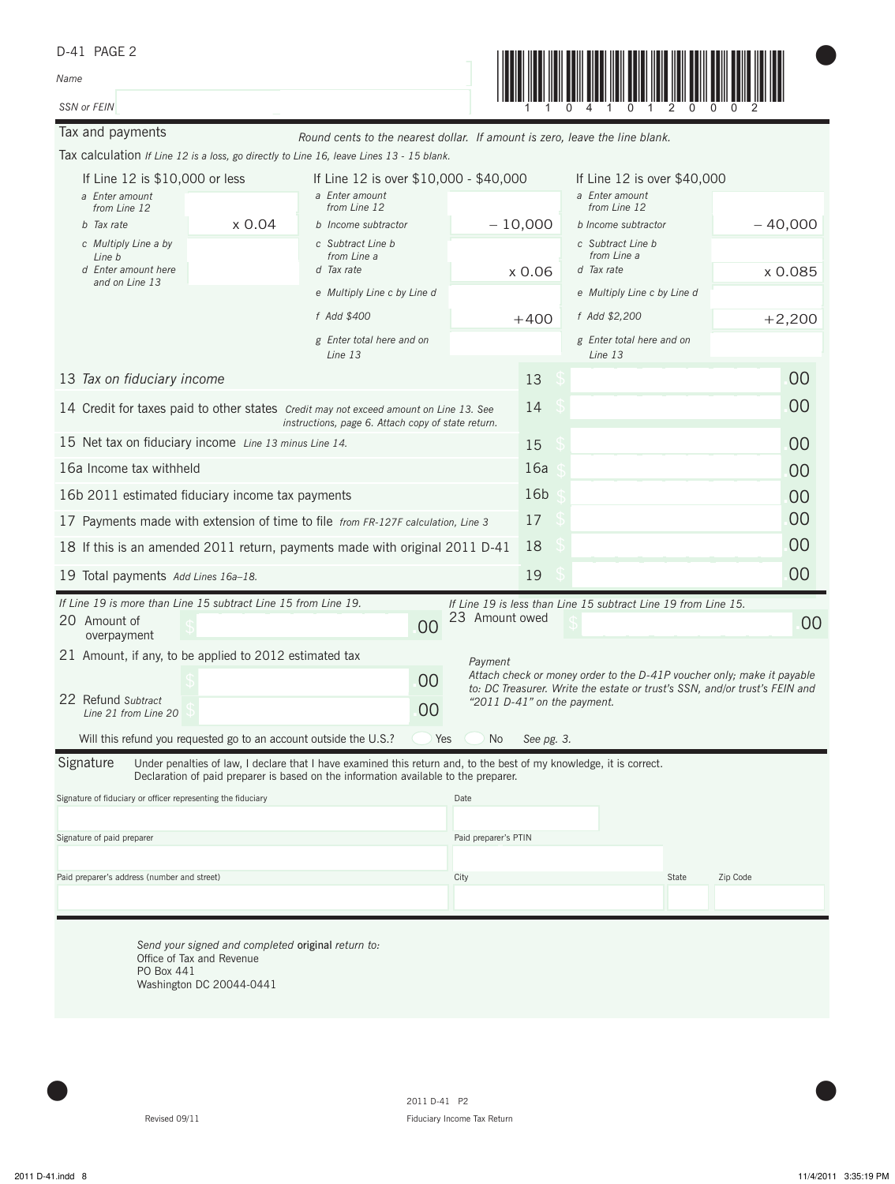D-41 PAGE 2

Name

SSN or FEIN

1 1 0 4 1 0 1 2 0 0 0 2

## Tax and payments

*Round cents to the nearest dollar. If amount is zero, leave the line blank.*

**Tax calculation** *If Line 12 is a loss, go directly to Line 16, leave Lines 13 - 15 blank.*

| If Line 12 is $10,000 or less | | If Line 12 is over $10,000 - $40,000 | | If Line 12 is over $40,000 | |
|---|---|---|---|---|---|
| *a Enter amount from Line 12* | | *a Enter amount from Line 12* | | *a Enter amount from Line 12* | |
| *b Tax rate* | x 0.04 | *b Income subtractor* | – 10,000 | *b Income subtractor* | – 40,000 |
| *c Multiply Line a by Line b* | | *c Subtract Line b from Line a* | | *c Subtract Line b from Line a* | |
| *d Enter amount here and on Line 13* | | *d Tax rate* | x 0.06 | *d Tax rate* | x 0.085 |
| | | *e Multiply Line c by Line d* | | *e Multiply Line c by Line d* | |
| | | *f Add $400* | +400 | *f Add $2,200* | +2,200 |
| | | *g Enter total here and on Line 13* | | *g Enter total here and on Line 13* | |

| | Line | Amount |
|---|---|---|
| 13 *Tax on fiduciary income* | 13 | $ .00 |
| 14 Credit for taxes paid to other states *Credit may not exceed amount on Line 13. See instructions, page 6. Attach copy of state return.* | 14 | $ .00 |
| 15 Net tax on fiduciary income *Line 13 minus Line 14.* | 15 | $ .00 |
| 16a Income tax withheld | 16a | $ .00 |
| 16b 2011 estimated fiduciary income tax payments | 16b | $ .00 |
| 17 Payments made with extension of time to file *from FR-127F calculation, Line 3* | 17 | $ .00 |
| 18 If this is an amended 2011 return, payments made with original 2011 D-41 | 18 | $ .00 |
| 19 Total payments *Add Lines 16a–18.* | 19 | $ .00 |

*If Line 19 is more than Line 15 subtract Line 15 from Line 19.*

20 Amount of overpayment $ .00

21 Amount, if any, to be applied to 2012 estimated tax $ .00

22 Refund *Subtract Line 21 from Line 20* $ .00

Will this refund you requested go to an account outside the U.S.? ◯ Yes ◯ No *See pg. 3.*

*If Line 19 is less than Line 15 subtract Line 19 from Line 15.*

23 Amount owed $ .00

*Payment*

*Attach check or money order to the D-41P voucher only; make it payable to: DC Treasurer. Write the estate or trust's SSN, and/or trust's FEIN and "2011 D-41" on the payment.*

## Signature

Under penalties of law, I declare that I have examined this return and, to the best of my knowledge, it is correct. Declaration of paid preparer is based on the information available to the preparer.

Signature of fiduciary or officer representing the fiduciary | Date

Signature of paid preparer | Paid preparer's PTIN

Paid preparer's address (number and street) | City | State | Zip Code

*Send your signed and completed* original *return to:*
Office of Tax and Revenue
PO Box 441
Washington DC 20044-0441

Revised 09/11

2011 D-41 P2
Fiduciary Income Tax Return